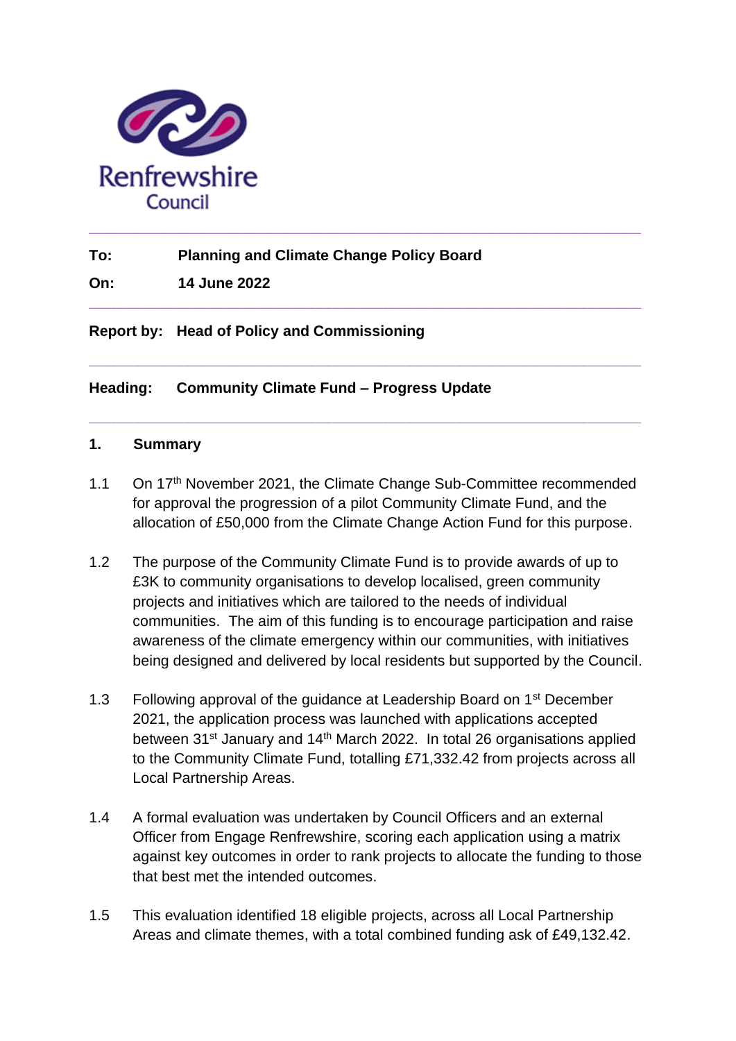Renfrewshire Council

| | |
|---|---|
| **To:** | **Planning and Climate Change Policy Board** |
| **On:** | **14 June 2022** |

**Report by:** **Head of Policy and Commissioning**

**Heading:** **Community Climate Fund – Progress Update**

## 1. Summary

1.1 On 17th November 2021, the Climate Change Sub-Committee recommended for approval the progression of a pilot Community Climate Fund, and the allocation of £50,000 from the Climate Change Action Fund for this purpose.

1.2 The purpose of the Community Climate Fund is to provide awards of up to £3K to community organisations to develop localised, green community projects and initiatives which are tailored to the needs of individual communities. The aim of this funding is to encourage participation and raise awareness of the climate emergency within our communities, with initiatives being designed and delivered by local residents but supported by the Council.

1.3 Following approval of the guidance at Leadership Board on 1st December 2021, the application process was launched with applications accepted between 31st January and 14th March 2022. In total 26 organisations applied to the Community Climate Fund, totalling £71,332.42 from projects across all Local Partnership Areas.

1.4 A formal evaluation was undertaken by Council Officers and an external Officer from Engage Renfrewshire, scoring each application using a matrix against key outcomes in order to rank projects to allocate the funding to those that best met the intended outcomes.

1.5 This evaluation identified 18 eligible projects, across all Local Partnership Areas and climate themes, with a total combined funding ask of £49,132.42.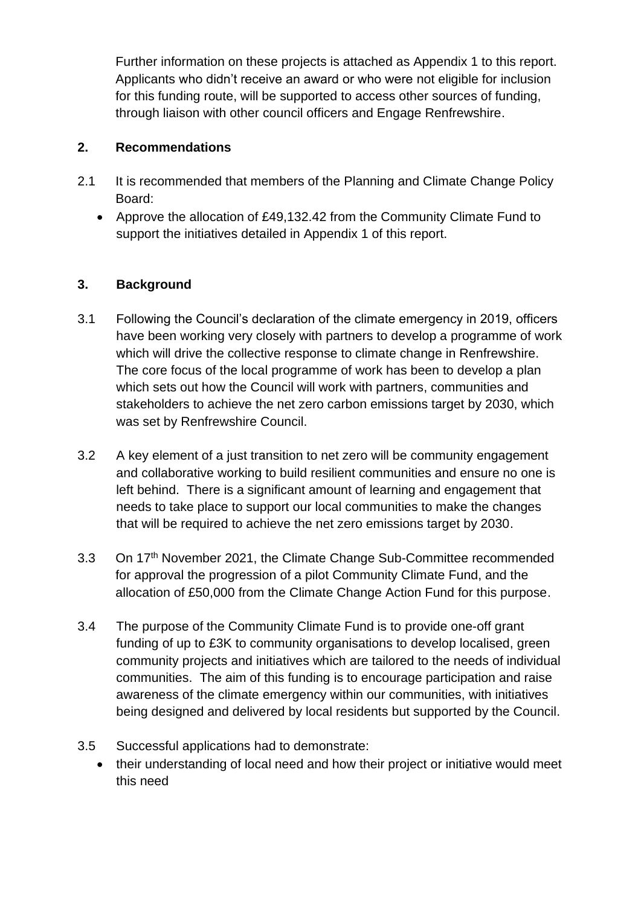Further information on these projects is attached as Appendix 1 to this report. Applicants who didn't receive an award or who were not eligible for inclusion for this funding route, will be supported to access other sources of funding, through liaison with other council officers and Engage Renfrewshire.

## 2. Recommendations

2.1 It is recommended that members of the Planning and Climate Change Policy Board:

- Approve the allocation of £49,132.42 from the Community Climate Fund to support the initiatives detailed in Appendix 1 of this report.

## 3. Background

3.1 Following the Council's declaration of the climate emergency in 2019, officers have been working very closely with partners to develop a programme of work which will drive the collective response to climate change in Renfrewshire. The core focus of the local programme of work has been to develop a plan which sets out how the Council will work with partners, communities and stakeholders to achieve the net zero carbon emissions target by 2030, which was set by Renfrewshire Council.

3.2 A key element of a just transition to net zero will be community engagement and collaborative working to build resilient communities and ensure no one is left behind. There is a significant amount of learning and engagement that needs to take place to support our local communities to make the changes that will be required to achieve the net zero emissions target by 2030.

3.3 On 17th November 2021, the Climate Change Sub-Committee recommended for approval the progression of a pilot Community Climate Fund, and the allocation of £50,000 from the Climate Change Action Fund for this purpose.

3.4 The purpose of the Community Climate Fund is to provide one-off grant funding of up to £3K to community organisations to develop localised, green community projects and initiatives which are tailored to the needs of individual communities. The aim of this funding is to encourage participation and raise awareness of the climate emergency within our communities, with initiatives being designed and delivered by local residents but supported by the Council.

3.5 Successful applications had to demonstrate:

- their understanding of local need and how their project or initiative would meet this need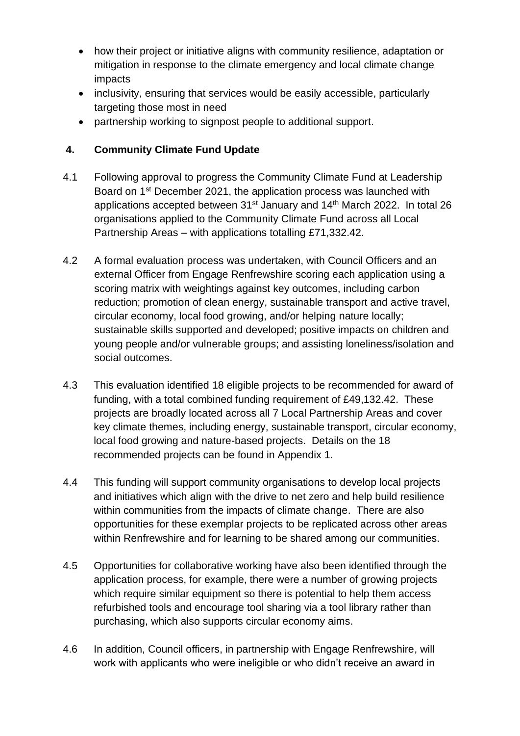- how their project or initiative aligns with community resilience, adaptation or mitigation in response to the climate emergency and local climate change impacts
- inclusivity, ensuring that services would be easily accessible, particularly targeting those most in need
- partnership working to signpost people to additional support.

## 4. Community Climate Fund Update

4.1 Following approval to progress the Community Climate Fund at Leadership Board on 1st December 2021, the application process was launched with applications accepted between 31st January and 14th March 2022. In total 26 organisations applied to the Community Climate Fund across all Local Partnership Areas – with applications totalling £71,332.42.

4.2 A formal evaluation process was undertaken, with Council Officers and an external Officer from Engage Renfrewshire scoring each application using a scoring matrix with weightings against key outcomes, including carbon reduction; promotion of clean energy, sustainable transport and active travel, circular economy, local food growing, and/or helping nature locally; sustainable skills supported and developed; positive impacts on children and young people and/or vulnerable groups; and assisting loneliness/isolation and social outcomes.

4.3 This evaluation identified 18 eligible projects to be recommended for award of funding, with a total combined funding requirement of £49,132.42. These projects are broadly located across all 7 Local Partnership Areas and cover key climate themes, including energy, sustainable transport, circular economy, local food growing and nature-based projects. Details on the 18 recommended projects can be found in Appendix 1.

4.4 This funding will support community organisations to develop local projects and initiatives which align with the drive to net zero and help build resilience within communities from the impacts of climate change. There are also opportunities for these exemplar projects to be replicated across other areas within Renfrewshire and for learning to be shared among our communities.

4.5 Opportunities for collaborative working have also been identified through the application process, for example, there were a number of growing projects which require similar equipment so there is potential to help them access refurbished tools and encourage tool sharing via a tool library rather than purchasing, which also supports circular economy aims.

4.6 In addition, Council officers, in partnership with Engage Renfrewshire, will work with applicants who were ineligible or who didn't receive an award in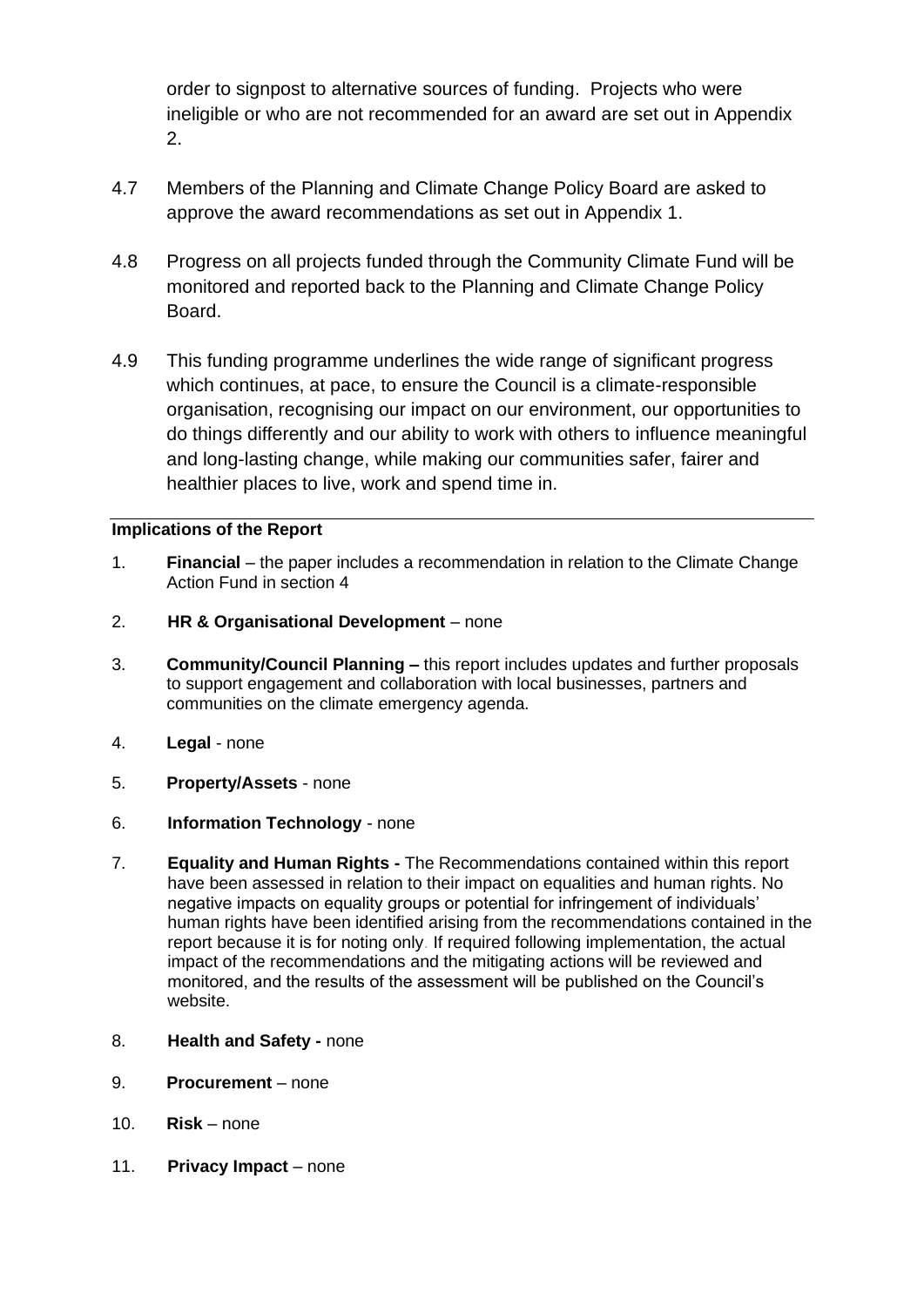order to signpost to alternative sources of funding. Projects who were ineligible or who are not recommended for an award are set out in Appendix 2.

4.7 Members of the Planning and Climate Change Policy Board are asked to approve the award recommendations as set out in Appendix 1.

4.8 Progress on all projects funded through the Community Climate Fund will be monitored and reported back to the Planning and Climate Change Policy Board.

4.9 This funding programme underlines the wide range of significant progress which continues, at pace, to ensure the Council is a climate-responsible organisation, recognising our impact on our environment, our opportunities to do things differently and our ability to work with others to influence meaningful and long-lasting change, while making our communities safer, fairer and healthier places to live, work and spend time in.

---

**Implications of the Report**

1. **Financial** – the paper includes a recommendation in relation to the Climate Change Action Fund in section 4

2. **HR & Organisational Development** – none

3. **Community/Council Planning –** this report includes updates and further proposals to support engagement and collaboration with local businesses, partners and communities on the climate emergency agenda.

4. **Legal** - none

5. **Property/Assets** - none

6. **Information Technology** - none

7. **Equality and Human Rights -** The Recommendations contained within this report have been assessed in relation to their impact on equalities and human rights. No negative impacts on equality groups or potential for infringement of individuals' human rights have been identified arising from the recommendations contained in the report because it is for noting only. If required following implementation, the actual impact of the recommendations and the mitigating actions will be reviewed and monitored, and the results of the assessment will be published on the Council's website.

8. **Health and Safety -** none

9. **Procurement** – none

10. **Risk** – none

11. **Privacy Impact** – none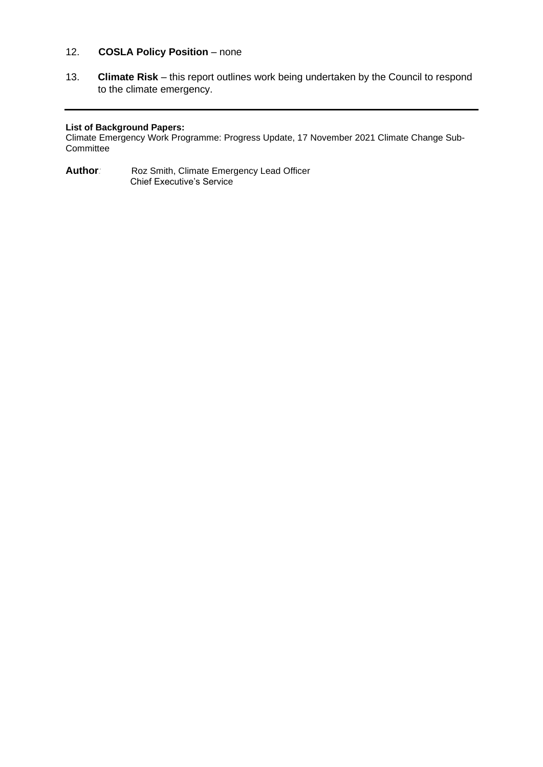12. **COSLA Policy Position** – none

13. **Climate Risk** – this report outlines work being undertaken by the Council to respond to the climate emergency.

---

**List of Background Papers:**
Climate Emergency Work Programme: Progress Update, 17 November 2021 Climate Change Sub-Committee

**Author**: Roz Smith, Climate Emergency Lead Officer
Chief Executive's Service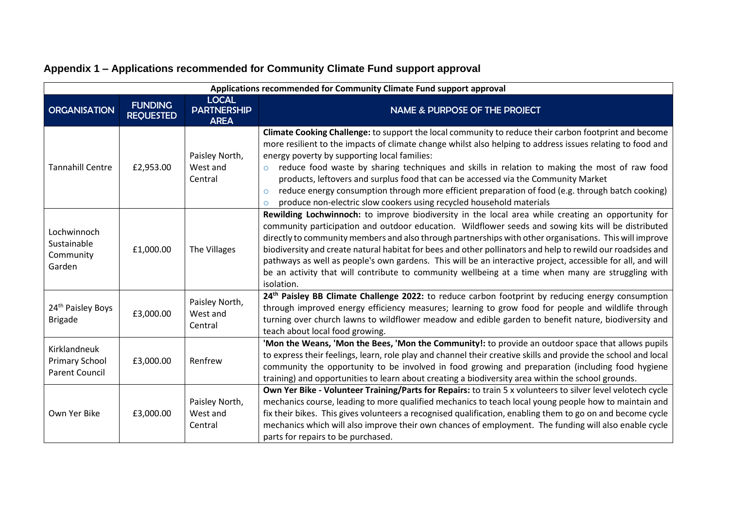## Appendix 1 – Applications recommended for Community Climate Fund support approval

| Applications recommended for Community Climate Fund support approval | | | |
|---|---|---|---|
| **ORGANISATION** | **FUNDING REQUESTED** | **LOCAL PARTNERSHIP AREA** | **NAME & PURPOSE OF THE PROJECT** |
| Tannahill Centre | £2,953.00 | Paisley North, West and Central | **Climate Cooking Challenge:** to support the local community to reduce their carbon footprint and become more resilient to the impacts of climate change whilst also helping to address issues relating to food and energy poverty by supporting local families:<br>○ reduce food waste by sharing techniques and skills in relation to making the most of raw food products, leftovers and surplus food that can be accessed via the Community Market<br>○ reduce energy consumption through more efficient preparation of food (e.g. through batch cooking)<br>○ produce non-electric slow cookers using recycled household materials |
| Lochwinnoch Sustainable Community Garden | £1,000.00 | The Villages | **Rewilding Lochwinnoch:** to improve biodiversity in the local area while creating an opportunity for community participation and outdoor education. Wildflower seeds and sowing kits will be distributed directly to community members and also through partnerships with other organisations. This will improve biodiversity and create natural habitat for bees and other pollinators and help to rewild our roadsides and pathways as well as people's own gardens. This will be an interactive project, accessible for all, and will be an activity that will contribute to community wellbeing at a time when many are struggling with isolation. |
| 24th Paisley Boys Brigade | £3,000.00 | Paisley North, West and Central | **24th Paisley BB Climate Challenge 2022:** to reduce carbon footprint by reducing energy consumption through improved energy efficiency measures; learning to grow food for people and wildlife through turning over church lawns to wildflower meadow and edible garden to benefit nature, biodiversity and teach about local food growing. |
| Kirklandneuk Primary School Parent Council | £3,000.00 | Renfrew | **'Mon the Weans, 'Mon the Bees, 'Mon the Community!:** to provide an outdoor space that allows pupils to express their feelings, learn, role play and channel their creative skills and provide the school and local community the opportunity to be involved in food growing and preparation (including food hygiene training) and opportunities to learn about creating a biodiversity area within the school grounds. |
| Own Yer Bike | £3,000.00 | Paisley North, West and Central | **Own Yer Bike - Volunteer Training/Parts for Repairs:** to train 5 x volunteers to silver level velotech cycle mechanics course, leading to more qualified mechanics to teach local young people how to maintain and fix their bikes. This gives volunteers a recognised qualification, enabling them to go on and become cycle mechanics which will also improve their own chances of employment. The funding will also enable cycle parts for repairs to be purchased. |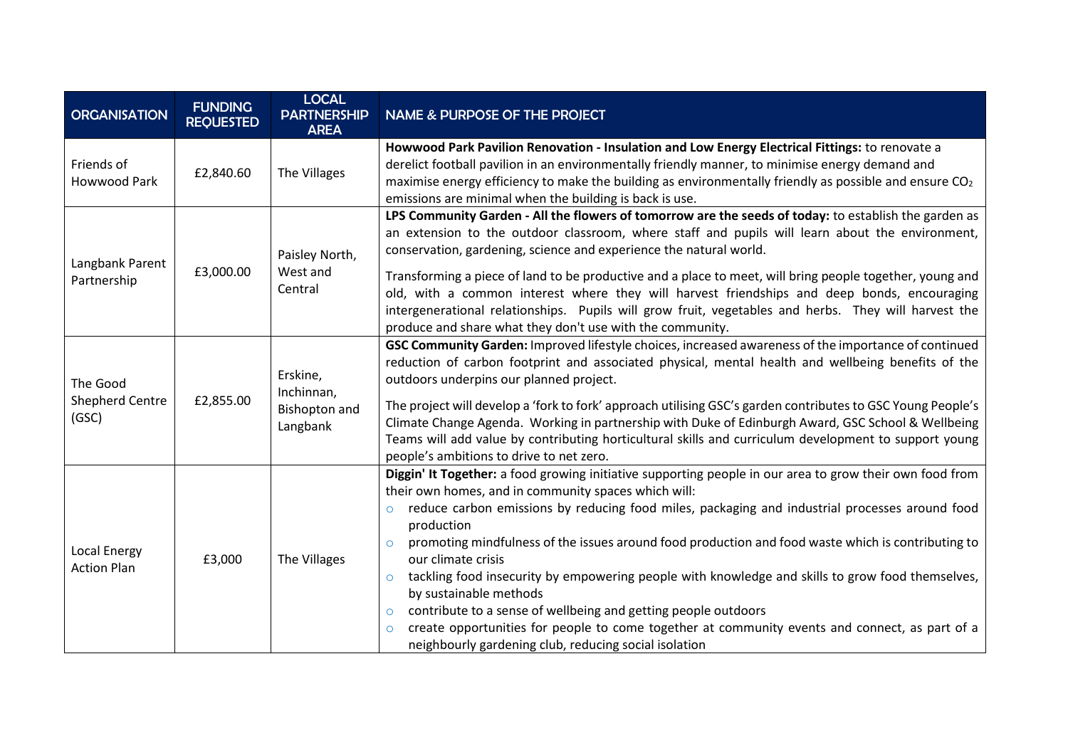| ORGANISATION | FUNDING REQUESTED | LOCAL PARTNERSHIP AREA | NAME & PURPOSE OF THE PROJECT |
|---|---|---|---|
| Friends of Howwood Park | £2,840.60 | The Villages | **Howwood Park Pavilion Renovation - Insulation and Low Energy Electrical Fittings:** to renovate a derelict football pavilion in an environmentally friendly manner, to minimise energy demand and maximise energy efficiency to make the building as environmentally friendly as possible and ensure $CO_2$ emissions are minimal when the building is back is use. |
| Langbank Parent Partnership | £3,000.00 | Paisley North, West and Central | **LPS Community Garden - All the flowers of tomorrow are the seeds of today:** to establish the garden as an extension to the outdoor classroom, where staff and pupils will learn about the environment, conservation, gardening, science and experience the natural world.<br><br>Transforming a piece of land to be productive and a place to meet, will bring people together, young and old, with a common interest where they will harvest friendships and deep bonds, encouraging intergenerational relationships. Pupils will grow fruit, vegetables and herbs. They will harvest the produce and share what they don't use with the community. |
| The Good Shepherd Centre (GSC) | £2,855.00 | Erskine, Inchinnan, Bishopton and Langbank | **GSC Community Garden:** Improved lifestyle choices, increased awareness of the importance of continued reduction of carbon footprint and associated physical, mental health and wellbeing benefits of the outdoors underpins our planned project.<br><br>The project will develop a 'fork to fork' approach utilising GSC's garden contributes to GSC Young People's Climate Change Agenda. Working in partnership with Duke of Edinburgh Award, GSC School & Wellbeing Teams will add value by contributing horticultural skills and curriculum development to support young people's ambitions to drive to net zero. |
| Local Energy Action Plan | £3,000 | The Villages | **Diggin' It Together:** a food growing initiative supporting people in our area to grow their own food from their own homes, and in community spaces which will:<br>○ reduce carbon emissions by reducing food miles, packaging and industrial processes around food production<br>○ promoting mindfulness of the issues around food production and food waste which is contributing to our climate crisis<br>○ tackling food insecurity by empowering people with knowledge and skills to grow food themselves, by sustainable methods<br>○ contribute to a sense of wellbeing and getting people outdoors<br>○ create opportunities for people to come together at community events and connect, as part of a neighbourly gardening club, reducing social isolation |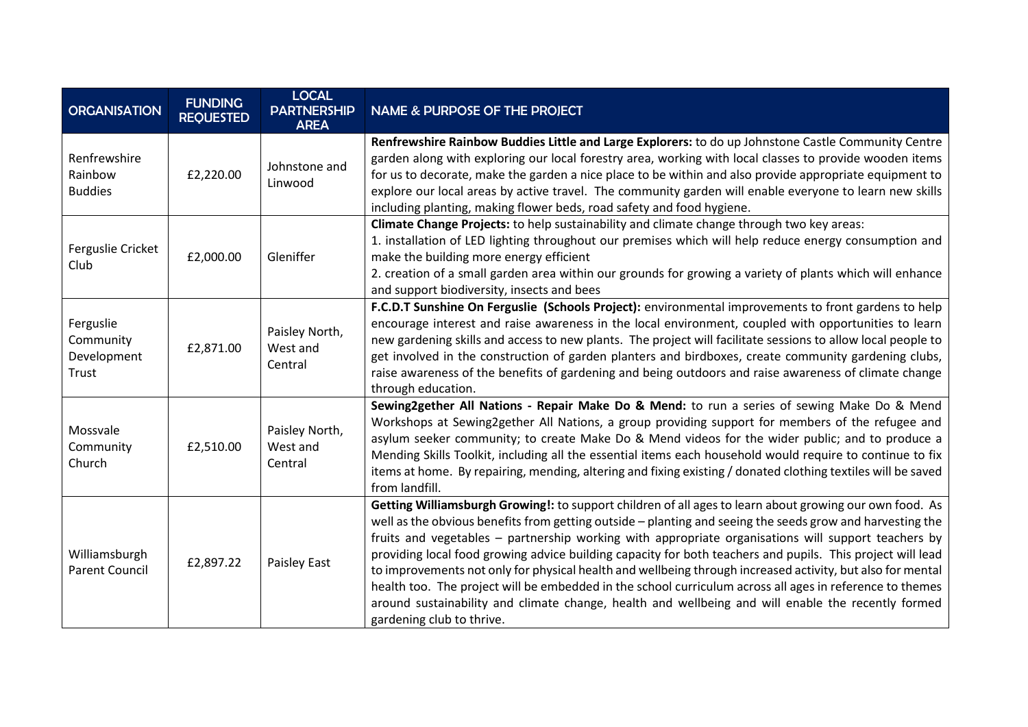| ORGANISATION | FUNDING REQUESTED | LOCAL PARTNERSHIP AREA | NAME & PURPOSE OF THE PROJECT |
|---|---|---|---|
| Renfrewshire Rainbow Buddies | £2,220.00 | Johnstone and Linwood | **Renfrewshire Rainbow Buddies Little and Large Explorers:** to do up Johnstone Castle Community Centre garden along with exploring our local forestry area, working with local classes to provide wooden items for us to decorate, make the garden a nice place to be within and also provide appropriate equipment to explore our local areas by active travel. The community garden will enable everyone to learn new skills including planting, making flower beds, road safety and food hygiene. |
| Ferguslie Cricket Club | £2,000.00 | Gleniffer | **Climate Change Projects:** to help sustainability and climate change through two key areas:<br>1. installation of LED lighting throughout our premises which will help reduce energy consumption and make the building more energy efficient<br>2. creation of a small garden area within our grounds for growing a variety of plants which will enhance and support biodiversity, insects and bees |
| Ferguslie Community Development Trust | £2,871.00 | Paisley North, West and Central | **F.C.D.T Sunshine On Ferguslie (Schools Project):** environmental improvements to front gardens to help encourage interest and raise awareness in the local environment, coupled with opportunities to learn new gardening skills and access to new plants. The project will facilitate sessions to allow local people to get involved in the construction of garden planters and birdboxes, create community gardening clubs, raise awareness of the benefits of gardening and being outdoors and raise awareness of climate change through education. |
| Mossvale Community Church | £2,510.00 | Paisley North, West and Central | **Sewing2gether All Nations - Repair Make Do & Mend:** to run a series of sewing Make Do & Mend Workshops at Sewing2gether All Nations, a group providing support for members of the refugee and asylum seeker community; to create Make Do & Mend videos for the wider public; and to produce a Mending Skills Toolkit, including all the essential items each household would require to continue to fix items at home. By repairing, mending, altering and fixing existing / donated clothing textiles will be saved from landfill. |
| Williamsburgh Parent Council | £2,897.22 | Paisley East | **Getting Williamsburgh Growing!:** to support children of all ages to learn about growing our own food. As well as the obvious benefits from getting outside – planting and seeing the seeds grow and harvesting the fruits and vegetables – partnership working with appropriate organisations will support teachers by providing local food growing advice building capacity for both teachers and pupils. This project will lead to improvements not only for physical health and wellbeing through increased activity, but also for mental health too. The project will be embedded in the school curriculum across all ages in reference to themes around sustainability and climate change, health and wellbeing and will enable the recently formed gardening club to thrive. |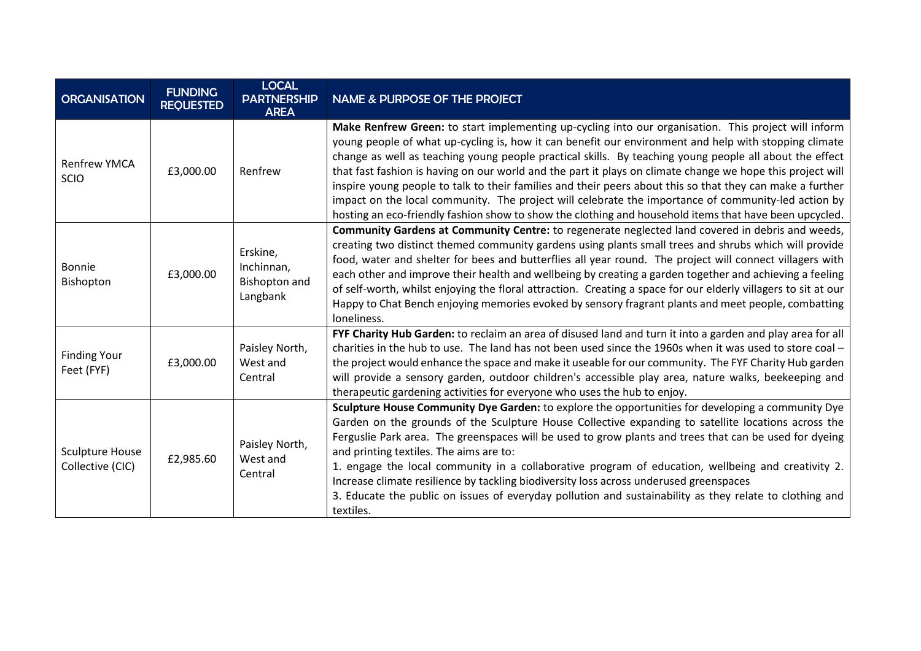| ORGANISATION | FUNDING REQUESTED | LOCAL PARTNERSHIP AREA | NAME & PURPOSE OF THE PROJECT |
|---|---|---|---|
| Renfrew YMCA SCIO | £3,000.00 | Renfrew | **Make Renfrew Green:** to start implementing up-cycling into our organisation. This project will inform young people of what up-cycling is, how it can benefit our environment and help with stopping climate change as well as teaching young people practical skills. By teaching young people all about the effect that fast fashion is having on our world and the part it plays on climate change we hope this project will inspire young people to talk to their families and their peers about this so that they can make a further impact on the local community. The project will celebrate the importance of community-led action by hosting an eco-friendly fashion show to show the clothing and household items that have been upcycled. |
| Bonnie Bishopton | £3,000.00 | Erskine, Inchinnan, Bishopton and Langbank | **Community Gardens at Community Centre:** to regenerate neglected land covered in debris and weeds, creating two distinct themed community gardens using plants small trees and shrubs which will provide food, water and shelter for bees and butterflies all year round. The project will connect villagers with each other and improve their health and wellbeing by creating a garden together and achieving a feeling of self-worth, whilst enjoying the floral attraction. Creating a space for our elderly villagers to sit at our Happy to Chat Bench enjoying memories evoked by sensory fragrant plants and meet people, combatting loneliness. |
| Finding Your Feet (FYF) | £3,000.00 | Paisley North, West and Central | **FYF Charity Hub Garden:** to reclaim an area of disused land and turn it into a garden and play area for all charities in the hub to use. The land has not been used since the 1960s when it was used to store coal – the project would enhance the space and make it useable for our community. The FYF Charity Hub garden will provide a sensory garden, outdoor children's accessible play area, nature walks, beekeeping and therapeutic gardening activities for everyone who uses the hub to enjoy. |
| Sculpture House Collective (CIC) | £2,985.60 | Paisley North, West and Central | **Sculpture House Community Dye Garden:** to explore the opportunities for developing a community Dye Garden on the grounds of the Sculpture House Collective expanding to satellite locations across the Ferguslie Park area. The greenspaces will be used to grow plants and trees that can be used for dyeing and printing textiles. The aims are to:<br>1. engage the local community in a collaborative program of education, wellbeing and creativity 2. Increase climate resilience by tackling biodiversity loss across underused greenspaces<br>3. Educate the public on issues of everyday pollution and sustainability as they relate to clothing and textiles. |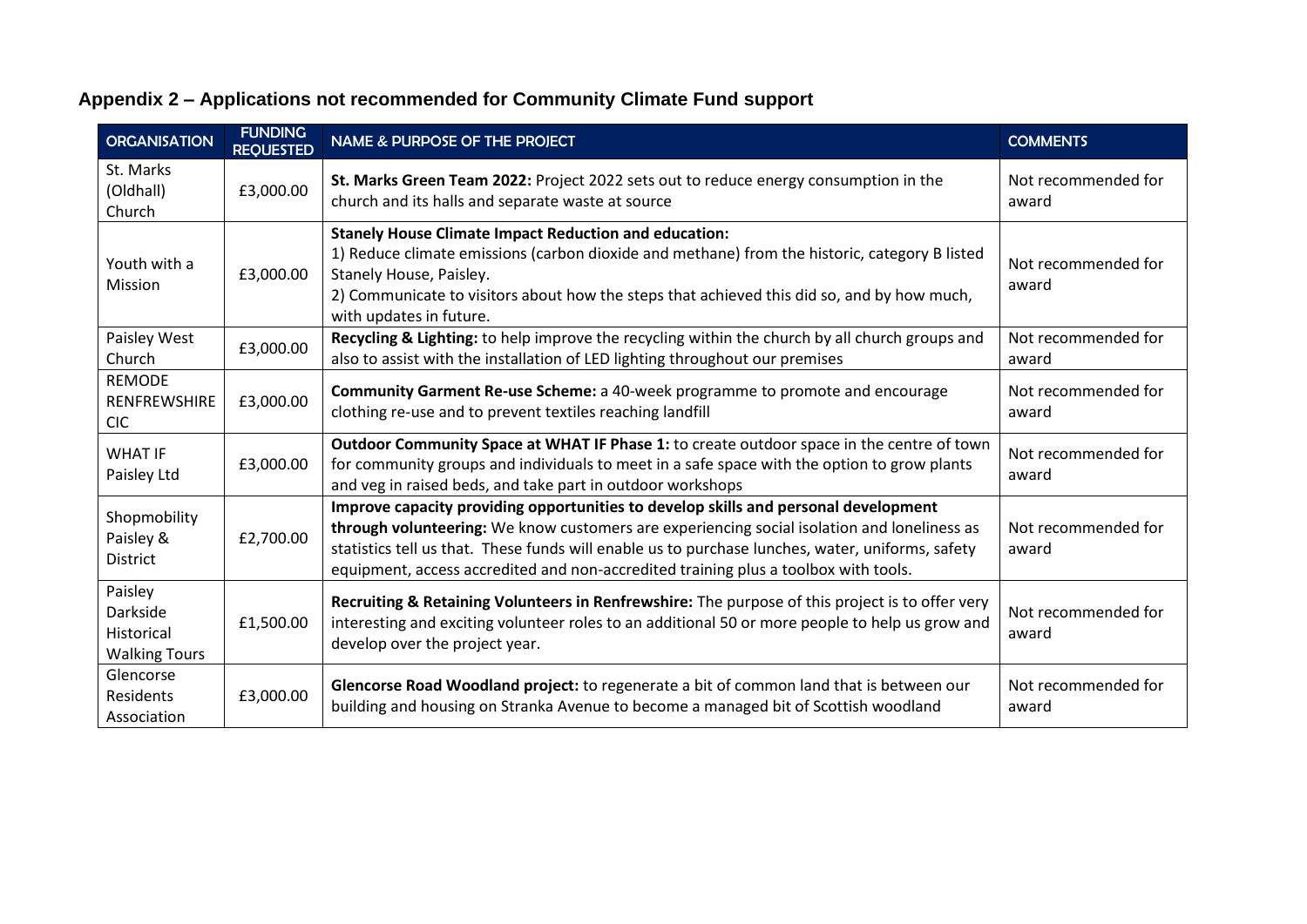## Appendix 2 – Applications not recommended for Community Climate Fund support

| ORGANISATION | FUNDING REQUESTED | NAME & PURPOSE OF THE PROJECT | COMMENTS |
|---|---|---|---|
| St. Marks (Oldhall) Church | £3,000.00 | **St. Marks Green Team 2022:** Project 2022 sets out to reduce energy consumption in the church and its halls and separate waste at source | Not recommended for award |
| Youth with a Mission | £3,000.00 | **Stanely House Climate Impact Reduction and education:** 1) Reduce climate emissions (carbon dioxide and methane) from the historic, category B listed Stanely House, Paisley. 2) Communicate to visitors about how the steps that achieved this did so, and by how much, with updates in future. | Not recommended for award |
| Paisley West Church | £3,000.00 | **Recycling & Lighting:** to help improve the recycling within the church by all church groups and also to assist with the installation of LED lighting throughout our premises | Not recommended for award |
| REMODE RENFREWSHIRE CIC | £3,000.00 | **Community Garment Re-use Scheme:** a 40-week programme to promote and encourage clothing re-use and to prevent textiles reaching landfill | Not recommended for award |
| WHAT IF Paisley Ltd | £3,000.00 | **Outdoor Community Space at WHAT IF Phase 1:** to create outdoor space in the centre of town for community groups and individuals to meet in a safe space with the option to grow plants and veg in raised beds, and take part in outdoor workshops | Not recommended for award |
| Shopmobility Paisley & District | £2,700.00 | **Improve capacity providing opportunities to develop skills and personal development through volunteering:** We know customers are experiencing social isolation and loneliness as statistics tell us that. These funds will enable us to purchase lunches, water, uniforms, safety equipment, access accredited and non-accredited training plus a toolbox with tools. | Not recommended for award |
| Paisley Darkside Historical Walking Tours | £1,500.00 | **Recruiting & Retaining Volunteers in Renfrewshire:** The purpose of this project is to offer very interesting and exciting volunteer roles to an additional 50 or more people to help us grow and develop over the project year. | Not recommended for award |
| Glencorse Residents Association | £3,000.00 | **Glencorse Road Woodland project:** to regenerate a bit of common land that is between our building and housing on Stranka Avenue to become a managed bit of Scottish woodland | Not recommended for award |